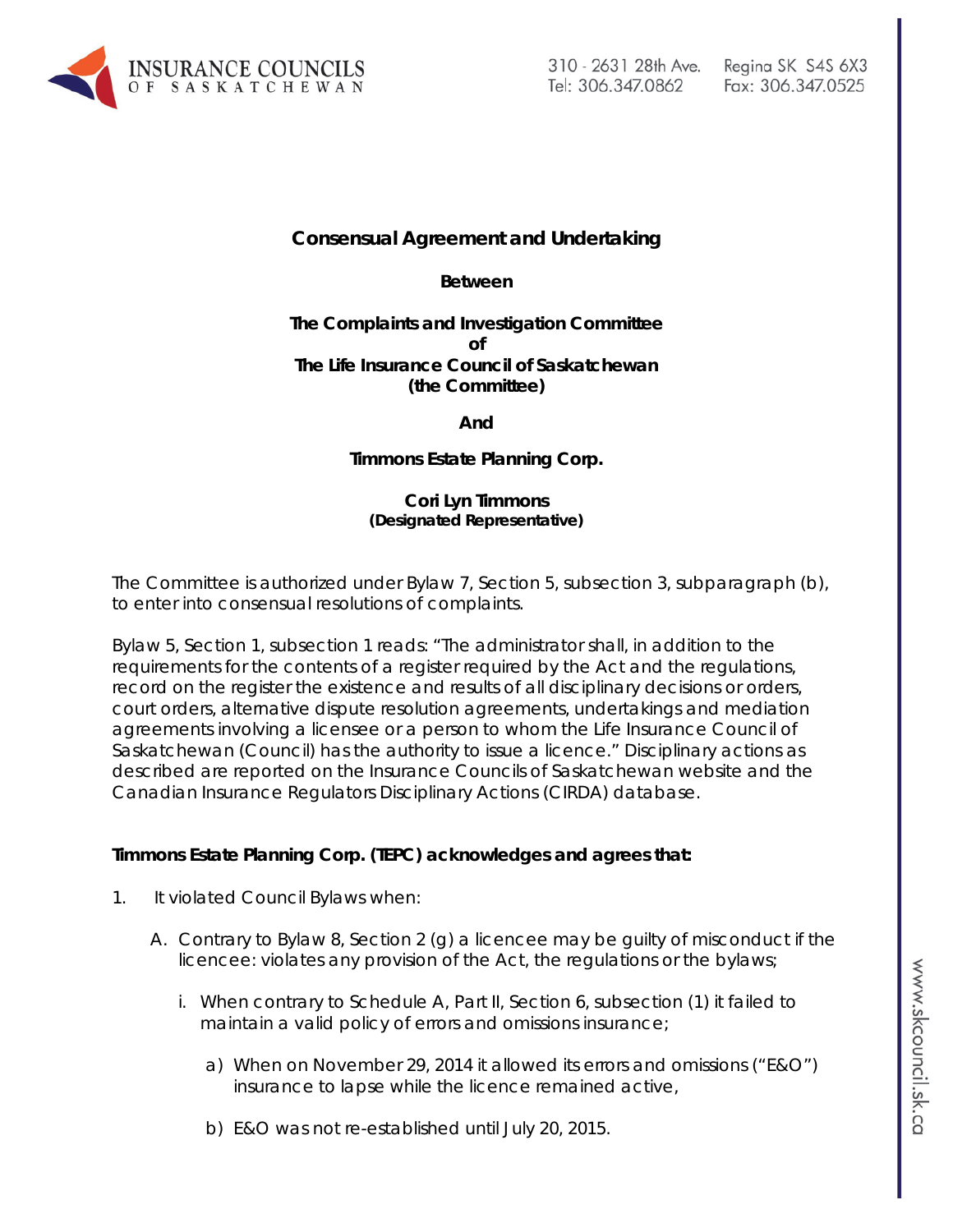**Consensual Agreement and Undertaking**

**Between**

**The Complaints and Investigation Committee**
**of**
**The Life Insurance Council of Saskatchewan**
**(the Committee)**

**And**

**Timmons Estate Planning Corp.**

**Cori Lyn Timmons**
**(Designated Representative)**

The Committee is authorized under Bylaw 7, Section 5, subsection 3, subparagraph (b), to enter into consensual resolutions of complaints.

Bylaw 5, Section 1, subsection 1 reads: "The administrator shall, in addition to the requirements for the contents of a register required by the Act and the regulations, record on the register the existence and results of all disciplinary decisions or orders, court orders, alternative dispute resolution agreements, undertakings and mediation agreements involving a licensee or a person to whom the Life Insurance Council of Saskatchewan (Council) has the authority to issue a licence." Disciplinary actions as described are reported on the Insurance Councils of Saskatchewan website and the Canadian Insurance Regulators Disciplinary Actions (CIRDA) database.

**Timmons Estate Planning Corp. (TEPC) acknowledges and agrees that:**

1. It violated Council Bylaws when:

   A. Contrary to Bylaw 8, Section 2 (g) a licencee may be guilty of misconduct if the licencee: violates any provision of the Act, the regulations or the bylaws;

      i. When contrary to Schedule A, Part II, Section 6, subsection (1) it failed to maintain a valid policy of errors and omissions insurance;

         a) When on November 29, 2014 it allowed its errors and omissions ("E&O") insurance to lapse while the licence remained active,

         b) E&O was not re-established until July 20, 2015.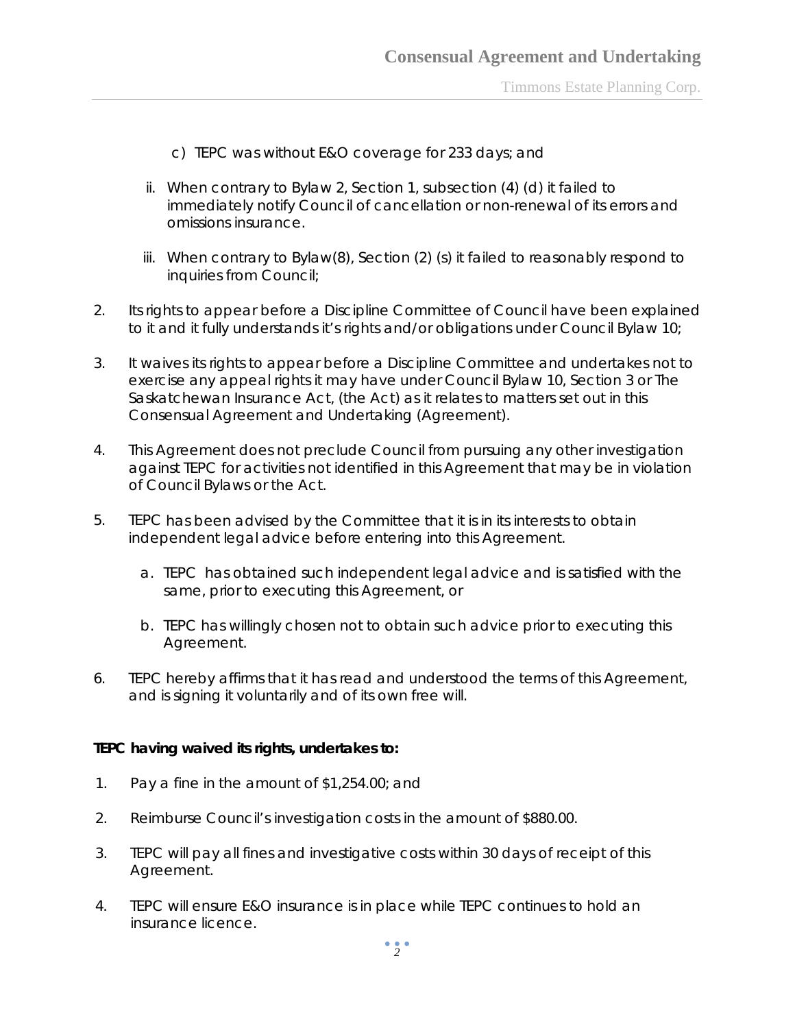c) TEPC was without E&O coverage for 233 days; and

ii. When contrary to Bylaw 2, Section 1, subsection (4) (d) it failed to immediately notify Council of cancellation or non-renewal of its errors and omissions insurance.

iii. When contrary to Bylaw(8), Section (2) (s) it failed to reasonably respond to inquiries from Council;

2. Its rights to appear before a Discipline Committee of Council have been explained to it and it fully understands it's rights and/or obligations under Council Bylaw 10;

3. It waives its rights to appear before a Discipline Committee and undertakes not to exercise any appeal rights it may have under Council Bylaw 10, Section 3 or The Saskatchewan Insurance Act, (the Act) as it relates to matters set out in this Consensual Agreement and Undertaking (Agreement).

4. This Agreement does not preclude Council from pursuing any other investigation against TEPC for activities not identified in this Agreement that may be in violation of Council Bylaws or the Act.

5. TEPC has been advised by the Committee that it is in its interests to obtain independent legal advice before entering into this Agreement.

   a. TEPC has obtained such independent legal advice and is satisfied with the same, prior to executing this Agreement, or

   b. TEPC has willingly chosen not to obtain such advice prior to executing this Agreement.

6. TEPC hereby affirms that it has read and understood the terms of this Agreement, and is signing it voluntarily and of its own free will.

**TEPC having waived its rights, undertakes to:**

1. Pay a fine in the amount of $1,254.00; and

2. Reimburse Council's investigation costs in the amount of $880.00.

3. TEPC will pay all fines and investigative costs within 30 days of receipt of this Agreement.

4. TEPC will ensure E&O insurance is in place while TEPC continues to hold an insurance licence.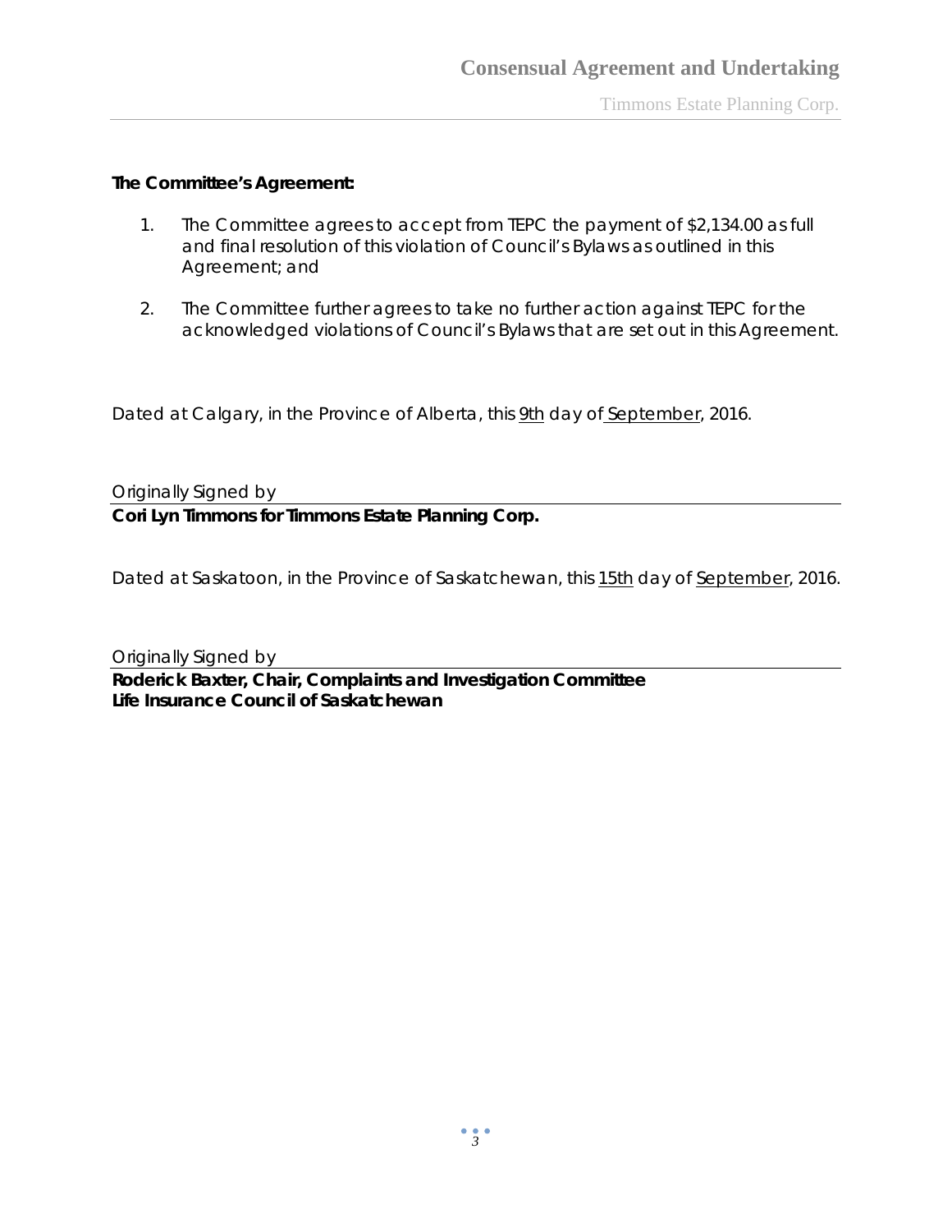**The Committee's Agreement:**

1. The Committee agrees to accept from TEPC the payment of $2,134.00 as full and final resolution of this violation of Council's Bylaws as outlined in this Agreement; and

2. The Committee further agrees to take no further action against TEPC for the acknowledged violations of Council's Bylaws that are set out in this Agreement.

Dated at Calgary, in the Province of Alberta, this 9th day of September, 2016.

*Originally Signed by*

**Cori Lyn Timmons for Timmons Estate Planning Corp.**

Dated at Saskatoon, in the Province of Saskatchewan, this 15th day of September, 2016.

*Originally Signed by*

**Roderick Baxter, Chair, Complaints and Investigation Committee**
**Life Insurance Council of Saskatchewan**